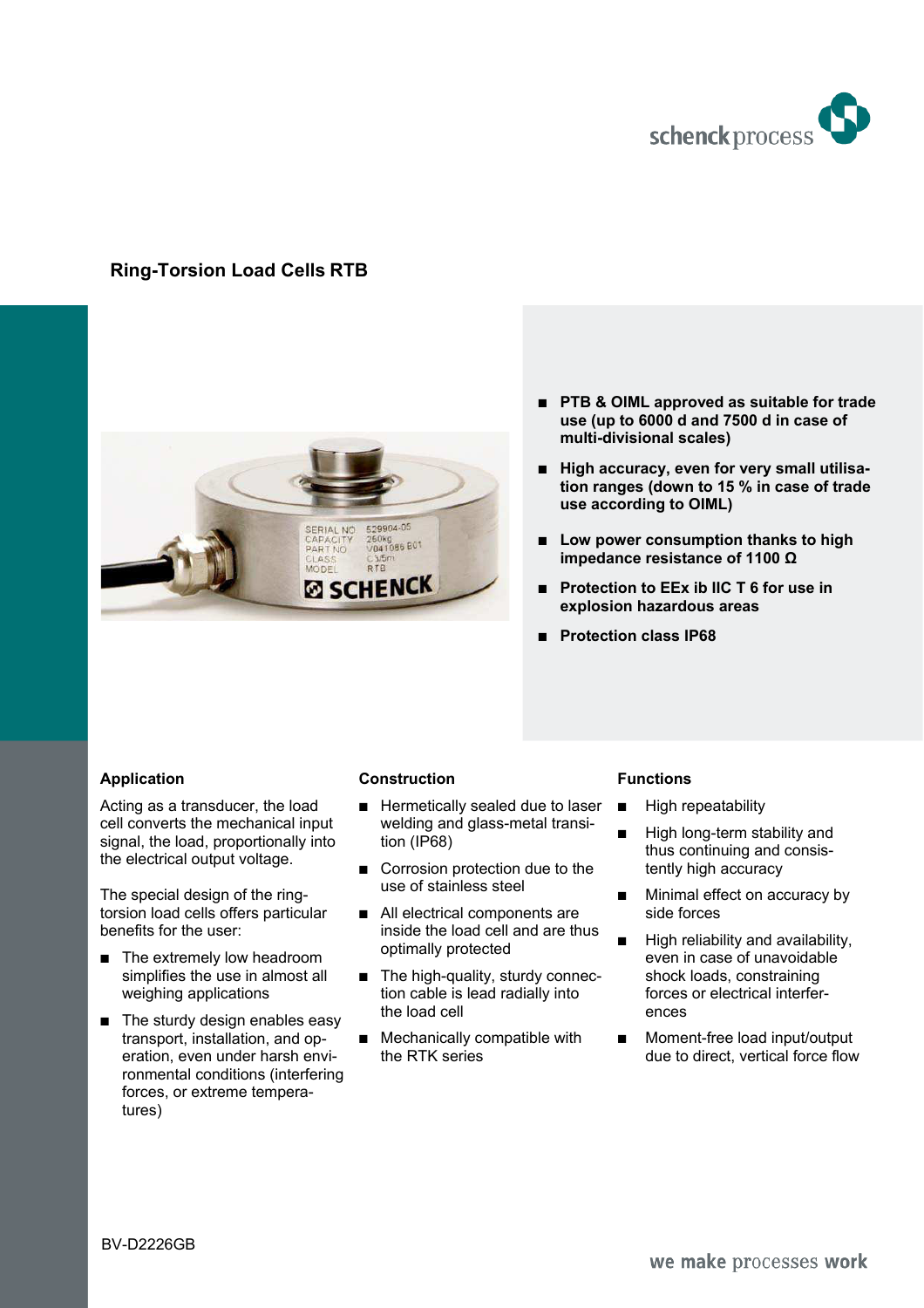# Ring-Torsion Load Cells RTB

- **PTB & OIML approved as suitable for trade use (up to 6000 d and 7500 d in case of multi-divisional scales)**
- **High accuracy, even for very small utilisation ranges (down to 15 % in case of trade use according to OIML)**
- **Low power consumption thanks to high impedance resistance of 1100 Ω**
- **Protection to EEx ib IIC T 6 for use in explosion hazardous areas**
- **Protection class IP68**

## Application

Acting as a transducer, the load cell converts the mechanical input signal, the load, proportionally into the electrical output voltage.

The special design of the ring-torsion load cells offers particular benefits for the user:

- The extremely low headroom simplifies the use in almost all weighing applications
- The sturdy design enables easy transport, installation, and operation, even under harsh environmental conditions (interfering forces, or extreme temperatures)

## Construction

- Hermetically sealed due to laser welding and glass-metal transition (IP68)
- Corrosion protection due to the use of stainless steel
- All electrical components are inside the load cell and are thus optimally protected
- The high-quality, sturdy connection cable is lead radially into the load cell
- Mechanically compatible with the RTK series

## Functions

- High repeatability
- High long-term stability and thus continuing and consistently high accuracy
- Minimal effect on accuracy by side forces
- High reliability and availability, even in case of unavoidable shock loads, constraining forces or electrical interferences
- Moment-free load input/output due to direct, vertical force flow

BV-D2226GB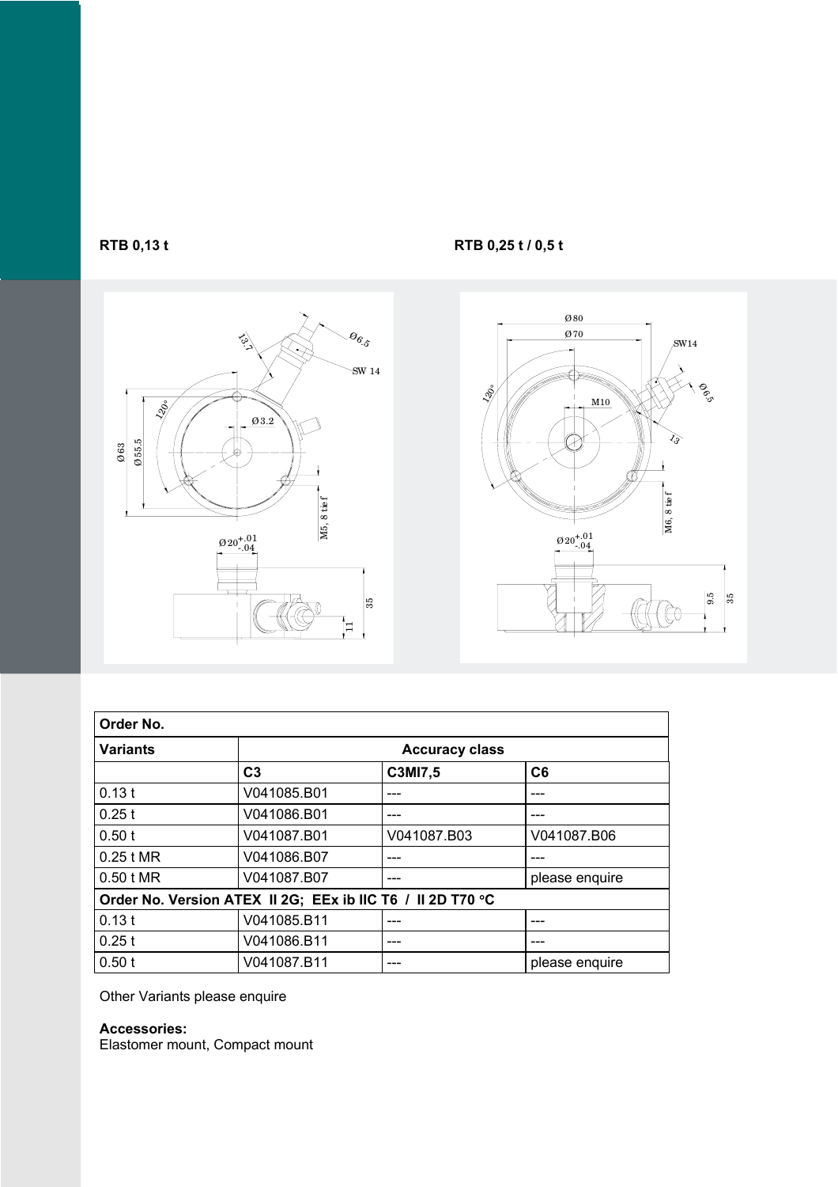**RTB 0,13 t**

**RTB 0,25 t / 0,5 t**

| **Order No.** | | | |
|---|---|---|---|
| **Variants** | **Accuracy class** | | |
| | **C3** | **C3MI7,5** | **C6** |
| 0.13 t | V041085.B01 | --- | --- |
| 0.25 t | V041086.B01 | --- | --- |
| 0.50 t | V041087.B01 | V041087.B03 | V041087.B06 |
| 0.25 t MR | V041086.B07 | --- | --- |
| 0.50 t MR | V041087.B07 | --- | please enquire |
| **Order No. Version ATEX II 2G; EEx ib IIC T6 / II 2D T70 °C** | | | |
| 0.13 t | V041085.B11 | --- | --- |
| 0.25 t | V041086.B11 | --- | --- |
| 0.50 t | V041087.B11 | --- | please enquire |

Other Variants please enquire

**Accessories:**
Elastomer mount, Compact mount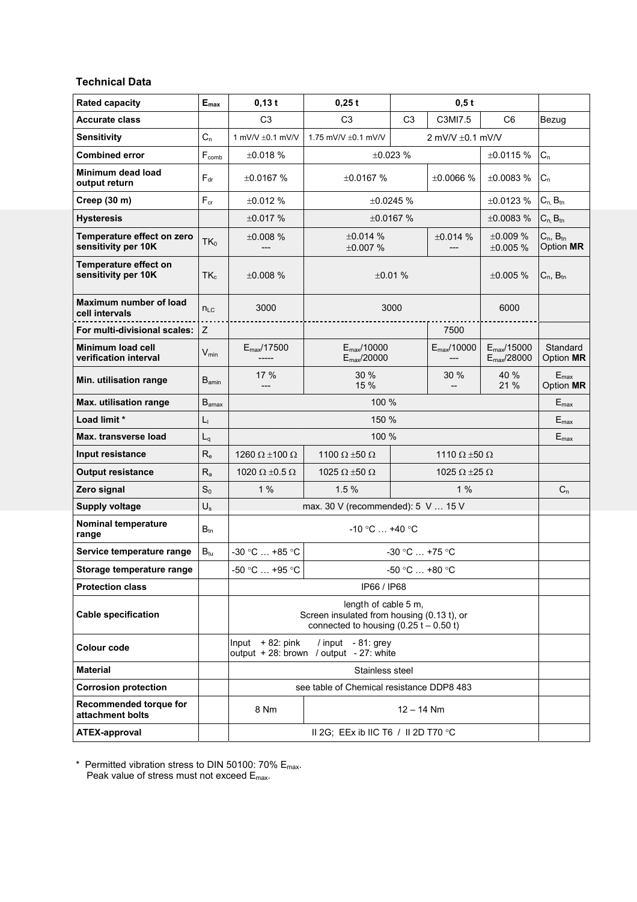### Technical Data

| Rated capacity | $E_{max}$ | 0,13 t | 0,25 t | 0,5 t | | | |
|---|---|---|---|---|---|---|---|
| **Accurate class** | | C3 | C3 | C3 | C3MI7.5 | C6 | Bezug |
| **Sensitivity** | $C_n$ | 1 mV/V ±0.1 mV/V | 1.75 mV/V ±0.1 mV/V | 2 mV/V ±0.1 mV/V | | | |
| **Combined error** | $F_{comb}$ | ±0.018 % | ±0.023 % | | | ±0.0115 % | $C_n$ |
| **Minimum dead load output return** | $F_{dr}$ | ±0.0167 % | ±0.0167 % | | ±0.0066 % | ±0.0083 % | $C_n$ |
| **Creep (30 m)** | $F_{cr}$ | ±0.012 % | ±0.0245 % | | | ±0.0123 % | $C_n$, $B_{tn}$ |
| **Hysteresis** | | ±0.017 % | ±0.0167 % | | | ±0.0083 % | $C_n$, $B_{tn}$ |
| **Temperature effect on zero sensitivity per 10K** | $TK_0$ | ±0.008 %<br>--- | ±0.014 %<br>±0.007 % | | ±0.014 %<br>--- | ±0.009 %<br>±0.005 % | $C_n$, $B_{tn}$<br>Option **MR** |
| **Temperature effect on sensitivity per 10K** | $TK_c$ | ±0.008 % | ±0.01 % | | | ±0.005 % | $C_n$, $B_{tn}$ |
| **Maximum number of load cell intervals** | $n_{LC}$ | 3000 | 3000 | | | 6000 | |
| **For multi-divisional scales:** | Z | | | | 7500 | | |
| **Minimum load cell verification interval** | $V_{min}$ | $E_{max}$/17500<br>----- | $E_{max}$/10000<br>$E_{max}$/20000 | | $E_{max}$/10000<br>--- | $E_{max}$/15000<br>$E_{max}$/28000 | Standard<br>Option **MR** |
| **Min. utilisation range** | $B_{amin}$ | 17 %<br>--- | 30 %<br>15 % | | 30 %<br>-- | 40 %<br>21 % | $E_{max}$<br>Option **MR** |
| **Max. utilisation range** | $B_{amax}$ | 100 % | | | | | $E_{max}$ |
| **Load limit *** | $L_l$ | 150 % | | | | | $E_{max}$ |
| **Max. transverse load** | $L_q$ | 100 % | | | | | $E_{max}$ |
| **Input resistance** | $R_e$ | 1260 Ω ±100 Ω | 1100 Ω ±50 Ω | 1110 Ω ±50 Ω | | | |
| **Output resistance** | $R_a$ | 1020 Ω ±0.5 Ω | 1025 Ω ±50 Ω | 1025 Ω ±25 Ω | | | |
| **Zero signal** | $S_0$ | 1 % | 1.5 % | 1 % | | | $C_n$ |
| **Supply voltage** | $U_s$ | max. 30 V (recommended): 5 V … 15 V | | | | | |
| **Nominal temperature range** | $B_{tn}$ | -10 °C … +40 °C | | | | | |
| **Service temperature range** | $B_{tu}$ | -30 °C … +85 °C | -30 °C … +75 °C | | | | |
| **Storage temperature range** | | -50 °C … +95 °C | -50 °C … +80 °C | | | | |
| **Protection class** | | IP66 / IP68 | | | | | |
| **Cable specification** | | length of cable 5 m,<br>Screen insulated from housing (0.13 t), or<br>connected to housing (0.25 t – 0.50 t) | | | | | |
| **Colour code** | | Input + 82: pink / input - 81: grey<br>output + 28: brown / output - 27: white | | | | | |
| **Material** | | Stainless steel | | | | | |
| **Corrosion protection** | | see table of Chemical resistance DDP8 483 | | | | | |
| **Recommended torque for attachment bolts** | | 8 Nm | 12 – 14 Nm | | | | |
| **ATEX-approval** | | II 2G; EEx ib IIC T6 / II 2D T70 °C | | | | | |

\* Permitted vibration stress to DIN 50100: 70% $E_{max}$.
Peak value of stress must not exceed $E_{max}$.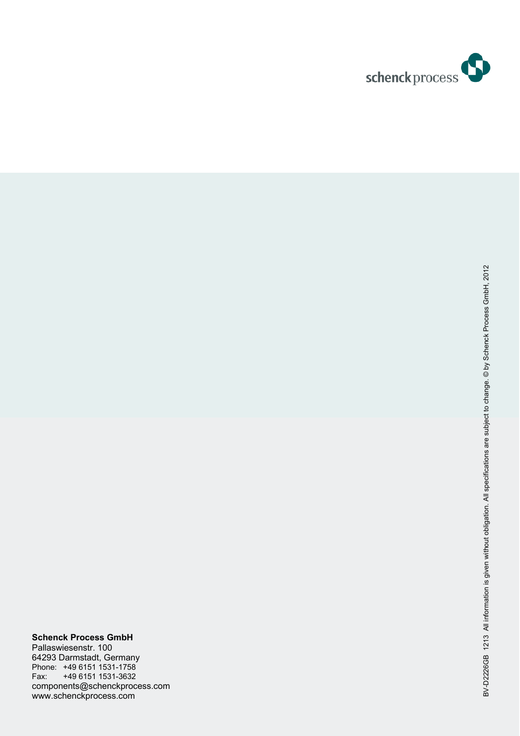schenck process

**Schenck Process GmbH**
Pallaswiesenstr. 100
64293 Darmstadt, Germany
Phone: +49 6151 1531-1758
Fax: +49 6151 1531-3632
components@schenckprocess.com
www.schenckprocess.com

BV-D2226GB 1213 All information is given without obligation. All specifications are subject to change. © by Schenck Process GmbH, 2012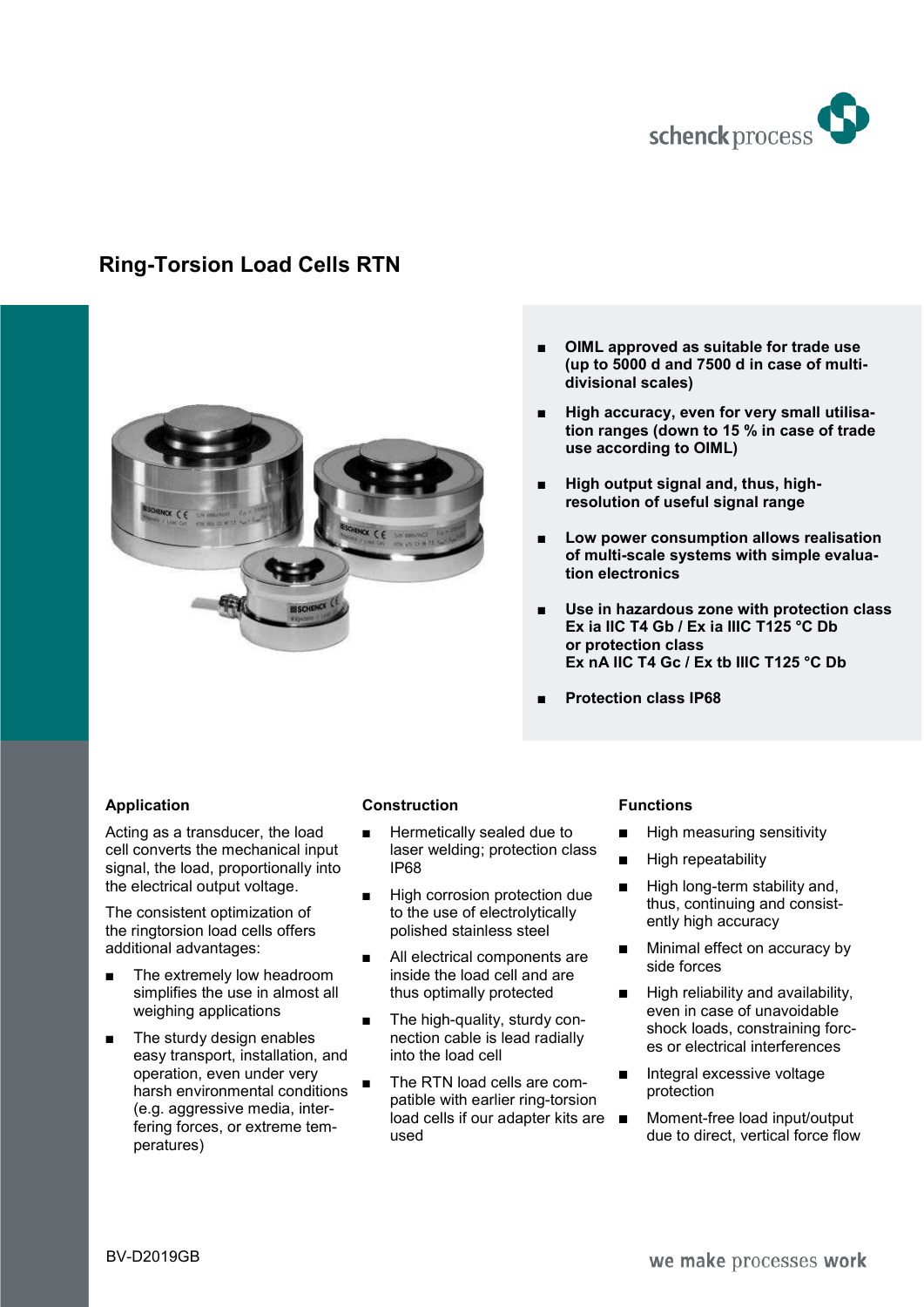# Ring-Torsion Load Cells RTN

- **OIML approved as suitable for trade use (up to 5000 d and 7500 d in case of multi-divisional scales)**
- **High accuracy, even for very small utilisation ranges (down to 15 % in case of trade use according to OIML)**
- **High output signal and, thus, high-resolution of useful signal range**
- **Low power consumption allows realisation of multi-scale systems with simple evaluation electronics**
- **Use in hazardous zone with protection class Ex ia IIC T4 Gb / Ex ia IIIC T125 °C Db or protection class Ex nA IIC T4 Gc / Ex tb IIIC T125 °C Db**
- **Protection class IP68**

### Application

Acting as a transducer, the load cell converts the mechanical input signal, the load, proportionally into the electrical output voltage.

The consistent optimization of the ringtorsion load cells offers additional advantages:

- The extremely low headroom simplifies the use in almost all weighing applications
- The sturdy design enables easy transport, installation, and operation, even under very harsh environmental conditions (e.g. aggressive media, interfering forces, or extreme temperatures)

### Construction

- Hermetically sealed due to laser welding; protection class IP68
- High corrosion protection due to the use of electrolytically polished stainless steel
- All electrical components are inside the load cell and are thus optimally protected
- The high-quality, sturdy connection cable is lead radially into the load cell
- The RTN load cells are compatible with earlier ring-torsion load cells if our adapter kits are used

### Functions

- High measuring sensitivity
- High repeatability
- High long-term stability and, thus, continuing and consistently high accuracy
- Minimal effect on accuracy by side forces
- High reliability and availability, even in case of unavoidable shock loads, constraining forces or electrical interferences
- Integral excessive voltage protection
- Moment-free load input/output due to direct, vertical force flow

BV-D2019GB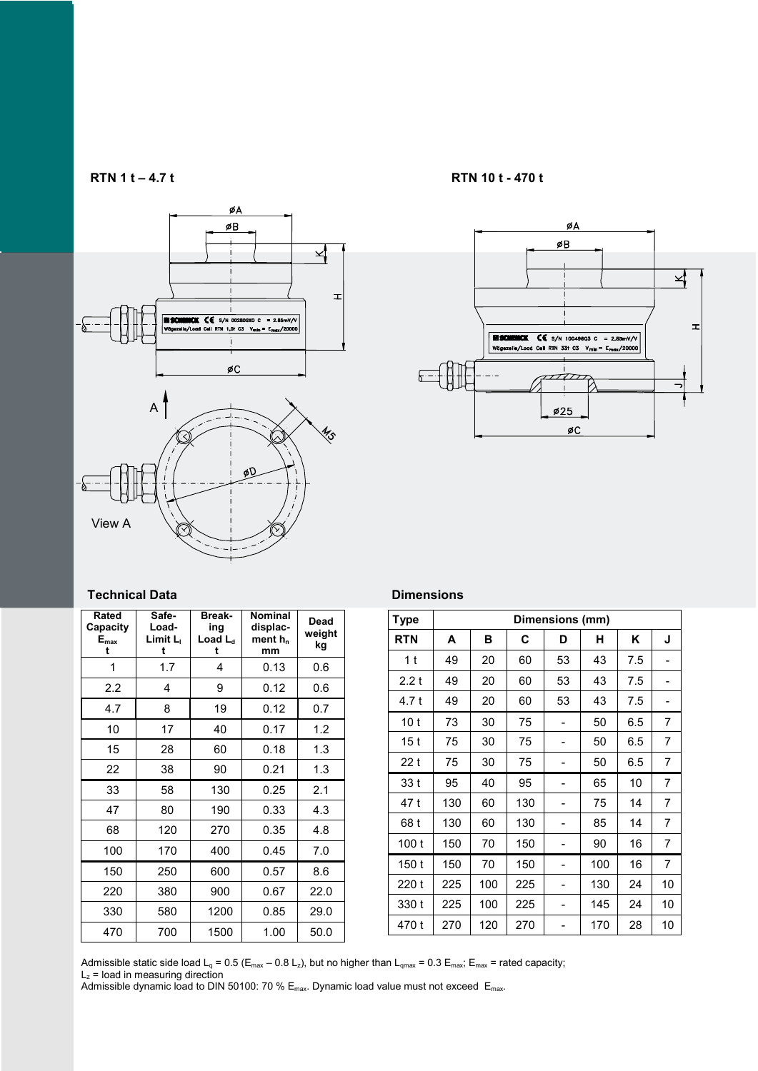RTN 1 t – 4.7 t

RTN 10 t - 470 t

View A

## Technical Data

| Rated Capacity $E_{max}$ t | Safe-Load-Limit $L_l$ t | Breaking Load $L_d$ t | Nominal displacement $h_n$ mm | Dead weight kg |
|---|---|---|---|---|
| 1 | 1.7 | 4 | 0.13 | 0.6 |
| 2.2 | 4 | 9 | 0.12 | 0.6 |
| 4.7 | 8 | 19 | 0.12 | 0.7 |
| 10 | 17 | 40 | 0.17 | 1.2 |
| 15 | 28 | 60 | 0.18 | 1.3 |
| 22 | 38 | 90 | 0.21 | 1.3 |
| 33 | 58 | 130 | 0.25 | 2.1 |
| 47 | 80 | 190 | 0.33 | 4.3 |
| 68 | 120 | 270 | 0.35 | 4.8 |
| 100 | 170 | 400 | 0.45 | 7.0 |
| 150 | 250 | 600 | 0.57 | 8.6 |
| 220 | 380 | 900 | 0.67 | 22.0 |
| 330 | 580 | 1200 | 0.85 | 29.0 |
| 470 | 700 | 1500 | 1.00 | 50.0 |

## Dimensions

| Type | Dimensions (mm) | | | | | | |
|---|---|---|---|---|---|---|---|
| RTN | A | B | C | D | H | K | J |
| 1 t | 49 | 20 | 60 | 53 | 43 | 7.5 | - |
| 2.2 t | 49 | 20 | 60 | 53 | 43 | 7.5 | - |
| 4.7 t | 49 | 20 | 60 | 53 | 43 | 7.5 | - |
| 10 t | 73 | 30 | 75 | - | 50 | 6.5 | 7 |
| 15 t | 75 | 30 | 75 | - | 50 | 6.5 | 7 |
| 22 t | 75 | 30 | 75 | - | 50 | 6.5 | 7 |
| 33 t | 95 | 40 | 95 | - | 65 | 10 | 7 |
| 47 t | 130 | 60 | 130 | - | 75 | 14 | 7 |
| 68 t | 130 | 60 | 130 | - | 85 | 14 | 7 |
| 100 t | 150 | 70 | 150 | - | 90 | 16 | 7 |
| 150 t | 150 | 70 | 150 | - | 100 | 16 | 7 |
| 220 t | 225 | 100 | 225 | - | 130 | 24 | 10 |
| 330 t | 225 | 100 | 225 | - | 145 | 24 | 10 |
| 470 t | 270 | 120 | 270 | - | 170 | 28 | 10 |

Admissible static side load $L_q = 0.5\ (E_{max} – 0.8\ L_z)$, but no higher than $L_{qmax} = 0.3\ E_{max}$; $E_{max}$ = rated capacity;
$L_z$ = load in measuring direction
Admissible dynamic load to DIN 50100: 70 % $E_{max}$. Dynamic load value must not exceed $E_{max}$.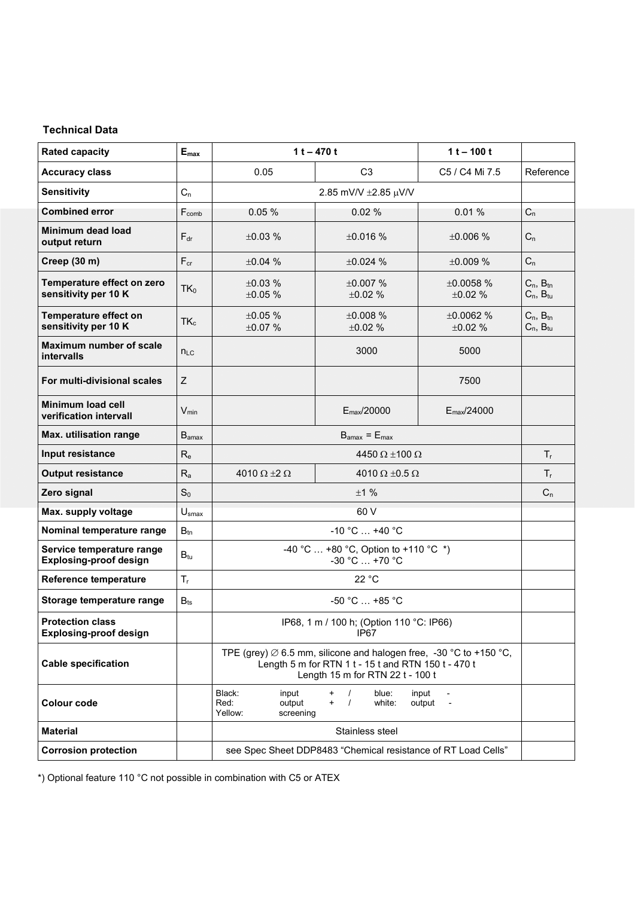**Technical Data**

| Rated capacity | $E_{max}$ | 1 t – 470 t | | 1 t – 100 t | |
|---|---|---|---|---|---|
| **Accuracy class** | | 0.05 | C3 | C5 / C4 Mi 7.5 | Reference |
| **Sensitivity** | $C_n$ | 2.85 mV/V ±2.85 μV/V | | | |
| **Combined error** | $F_{comb}$ | 0.05 % | 0.02 % | 0.01 % | $C_n$ |
| **Minimum dead load output return** | $F_{dr}$ | ±0.03 % | ±0.016 % | ±0.006 % | $C_n$ |
| **Creep (30 m)** | $F_{cr}$ | ±0.04 % | ±0.024 % | ±0.009 % | $C_n$ |
| **Temperature effect on zero sensitivity per 10 K** | $TK_0$ | ±0.03 %<br>±0.05 % | ±0.007 %<br>±0.02 % | ±0.0058 %<br>±0.02 % | $C_n$, $B_{tn}$<br>$C_n$, $B_{tu}$ |
| **Temperature effect on sensitivity per 10 K** | $TK_c$ | ±0.05 %<br>±0.07 % | ±0.008 %<br>±0.02 % | ±0.0062 %<br>±0.02 % | $C_n$, $B_{tn}$<br>$C_n$, $B_{tu}$ |
| **Maximum number of scale intervalls** | $n_{LC}$ | | 3000 | 5000 | |
| **For multi-divisional scales** | Z | | | 7500 | |
| **Minimum load cell verification intervall** | $V_{min}$ | | $E_{max}$/20000 | $E_{max}$/24000 | |
| **Max. utilisation range** | $B_{amax}$ | $B_{amax} = E_{max}$ | | | |
| **Input resistance** | $R_e$ | 4450 Ω ±100 Ω | | | $T_r$ |
| **Output resistance** | $R_a$ | 4010 Ω ±2 Ω | 4010 Ω ±0.5 Ω | | $T_r$ |
| **Zero signal** | $S_0$ | ±1 % | | | $C_n$ |
| **Max. supply voltage** | $U_{smax}$ | 60 V | | | |
| **Nominal temperature range** | $B_{tn}$ | -10 °C … +40 °C | | | |
| **Service temperature range**<br>**Explosing-proof design** | $B_{tu}$ | -40 °C … +80 °C, Option to +110 °C *)<br>-30 °C … +70 °C | | | |
| **Reference temperature** | $T_r$ | 22 °C | | | |
| **Storage temperature range** | $B_{ts}$ | -50 °C … +85 °C | | | |
| **Protection class**<br>**Explosing-proof design** | | IP68, 1 m / 100 h; (Option 110 °C: IP66)<br>IP67 | | | |
| **Cable specification** | | TPE (grey) ∅ 6.5 mm, silicone and halogen free, -30 °C to +150 °C, Length 5 m for RTN 1 t - 15 t and RTN 150 t - 470 t<br>Length 15 m for RTN 22 t - 100 t | | | |
| **Colour code** | | Black: input + / blue: input -<br>Red: output + / white: output -<br>Yellow: screening | | | |
| **Material** | | Stainless steel | | | |
| **Corrosion protection** | | see Spec Sheet DDP8483 "Chemical resistance of RT Load Cells" | | | |

*) Optional feature 110 °C not possible in combination with C5 or ATEX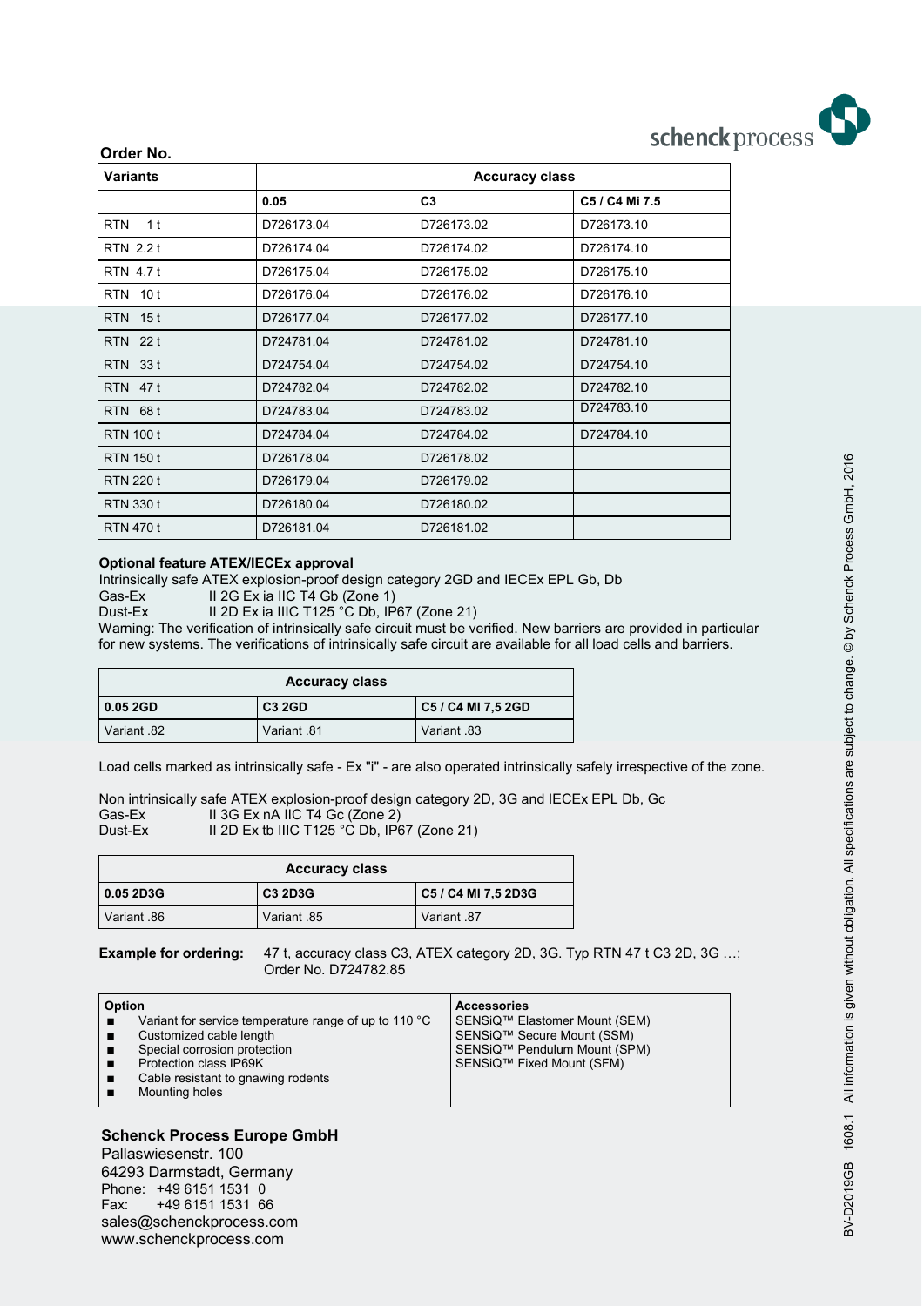**Order No.**

| Variants | Accuracy class | | |
|---|---|---|---|
| | **0.05** | **C3** | **C5 / C4 Mi 7.5** |
| RTN 1 t | D726173.04 | D726173.02 | D726173.10 |
| RTN 2.2 t | D726174.04 | D726174.02 | D726174.10 |
| RTN 4.7 t | D726175.04 | D726175.02 | D726175.10 |
| RTN 10 t | D726176.04 | D726176.02 | D726176.10 |
| RTN 15 t | D726177.04 | D726177.02 | D726177.10 |
| RTN 22 t | D724781.04 | D724781.02 | D724781.10 |
| RTN 33 t | D724754.04 | D724754.02 | D724754.10 |
| RTN 47 t | D724782.04 | D724782.02 | D724782.10 |
| RTN 68 t | D724783.04 | D724783.02 | D724783.10 |
| RTN 100 t | D724784.04 | D724784.02 | D724784.10 |
| RTN 150 t | D726178.04 | D726178.02 | |
| RTN 220 t | D726179.04 | D726179.02 | |
| RTN 330 t | D726180.04 | D726180.02 | |
| RTN 470 t | D726181.04 | D726181.02 | |

**Optional feature ATEX/IECEx approval**

Intrinsically safe ATEX explosion-proof design category 2GD and IECEx EPL Gb, Db

Gas-Ex II 2G Ex ia IIC T4 Gb (Zone 1)

Dust-Ex II 2D Ex ia IIIC T125 °C Db, IP67 (Zone 21)

Warning: The verification of intrinsically safe circuit must be verified. New barriers are provided in particular for new systems. The verifications of intrinsically safe circuit are available for all load cells and barriers.

| Accuracy class | | |
|---|---|---|
| **0.05 2GD** | **C3 2GD** | **C5 / C4 MI 7,5 2GD** |
| Variant .82 | Variant .81 | Variant .83 |

Load cells marked as intrinsically safe - Ex "i" - are also operated intrinsically safely irrespective of the zone.

Non intrinsically safe ATEX explosion-proof design category 2D, 3G and IECEx EPL Db, Gc

Gas-Ex II 3G Ex nA IIC T4 Gc (Zone 2)

Dust-Ex II 2D Ex tb IIIC T125 °C Db, IP67 (Zone 21)

| Accuracy class | | |
|---|---|---|
| **0.05 2D3G** | **C3 2D3G** | **C5 / C4 MI 7,5 2D3G** |
| Variant .86 | Variant .85 | Variant .87 |

**Example for ordering:** 47 t, accuracy class C3, ATEX category 2D, 3G. Typ RTN 47 t C3 2D, 3G …; Order No. D724782.85

| Option | Accessories |
|---|---|
| ■ Variant for service temperature range of up to 110 °C<br>■ Customized cable length<br>■ Special corrosion protection<br>■ Protection class IP69K<br>■ Cable resistant to gnawing rodents<br>■ Mounting holes | SENSiQ™ Elastomer Mount (SEM)<br>SENSiQ™ Secure Mount (SSM)<br>SENSiQ™ Pendulum Mount (SPM)<br>SENSiQ™ Fixed Mount (SFM) |

**Schenck Process Europe GmbH**
Pallaswiesenstr. 100
64293 Darmstadt, Germany
Phone: +49 6151 1531 0
Fax: +49 6151 1531 66
sales@schenckprocess.com
www.schenckprocess.com

BV-D2019GB 1608.1 All information is given without obligation. All specifications are subject to change. © by Schenck Process GmbH, 2016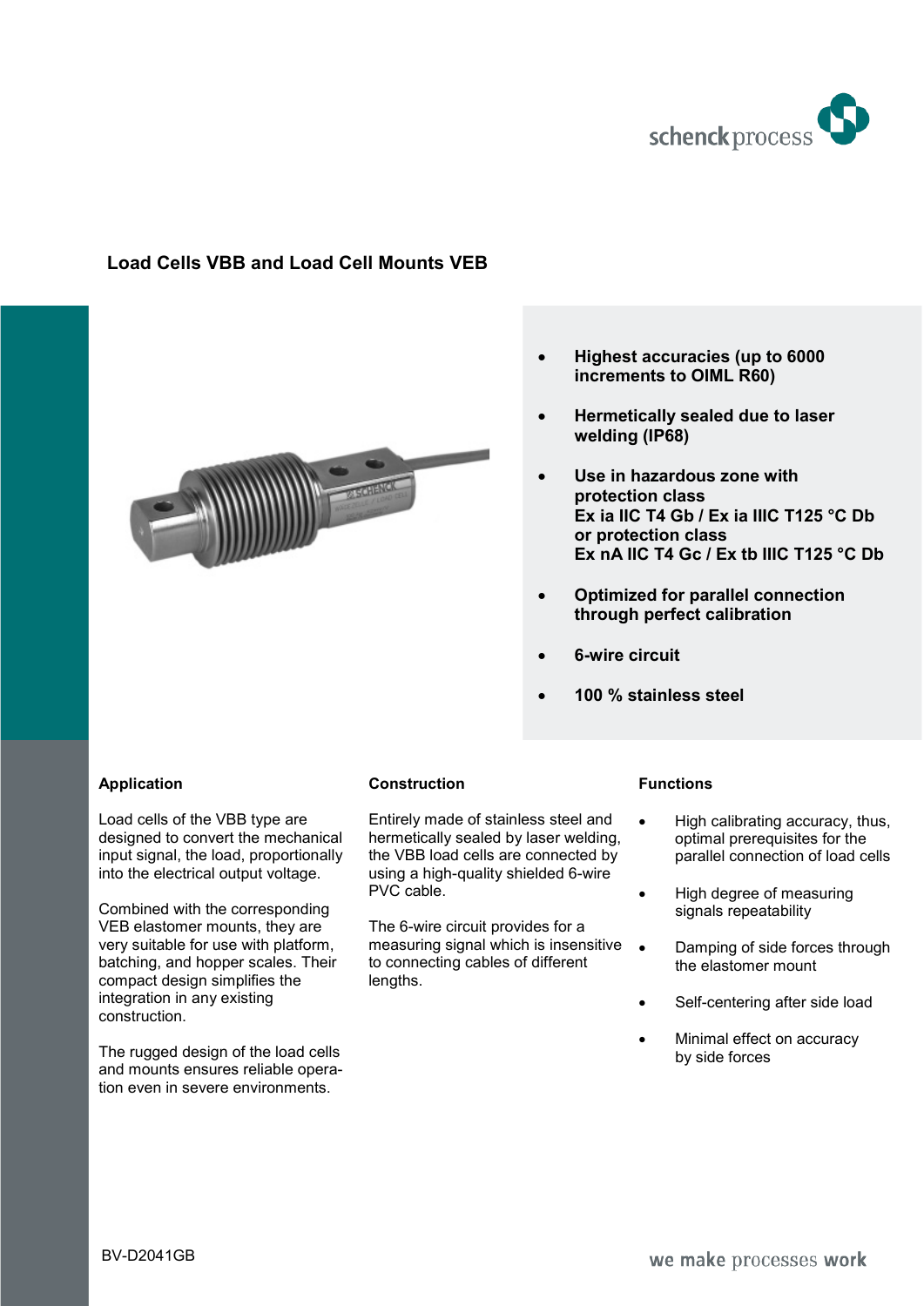# Load Cells VBB and Load Cell Mounts VEB

- **Highest accuracies (up to 6000 increments to OIML R60)**
- **Hermetically sealed due to laser welding (IP68)**
- **Use in hazardous zone with protection class Ex ia IIC T4 Gb / Ex ia IIIC T125 °C Db or protection class Ex nA IIC T4 Gc / Ex tb IIIC T125 °C Db**
- **Optimized for parallel connection through perfect calibration**
- **6-wire circuit**
- **100 % stainless steel**

## Application

Load cells of the VBB type are designed to convert the mechanical input signal, the load, proportionally into the electrical output voltage.

Combined with the corresponding VEB elastomer mounts, they are very suitable for use with platform, batching, and hopper scales. Their compact design simplifies the integration in any existing construction.

The rugged design of the load cells and mounts ensures reliable operation even in severe environments.

## Construction

Entirely made of stainless steel and hermetically sealed by laser welding, the VBB load cells are connected by using a high-quality shielded 6-wire PVC cable.

The 6-wire circuit provides for a measuring signal which is insensitive to connecting cables of different lengths.

## Functions

- High calibrating accuracy, thus, optimal prerequisites for the parallel connection of load cells
- High degree of measuring signals repeatability
- Damping of side forces through the elastomer mount
- Self-centering after side load
- Minimal effect on accuracy by side forces

BV-D2041GB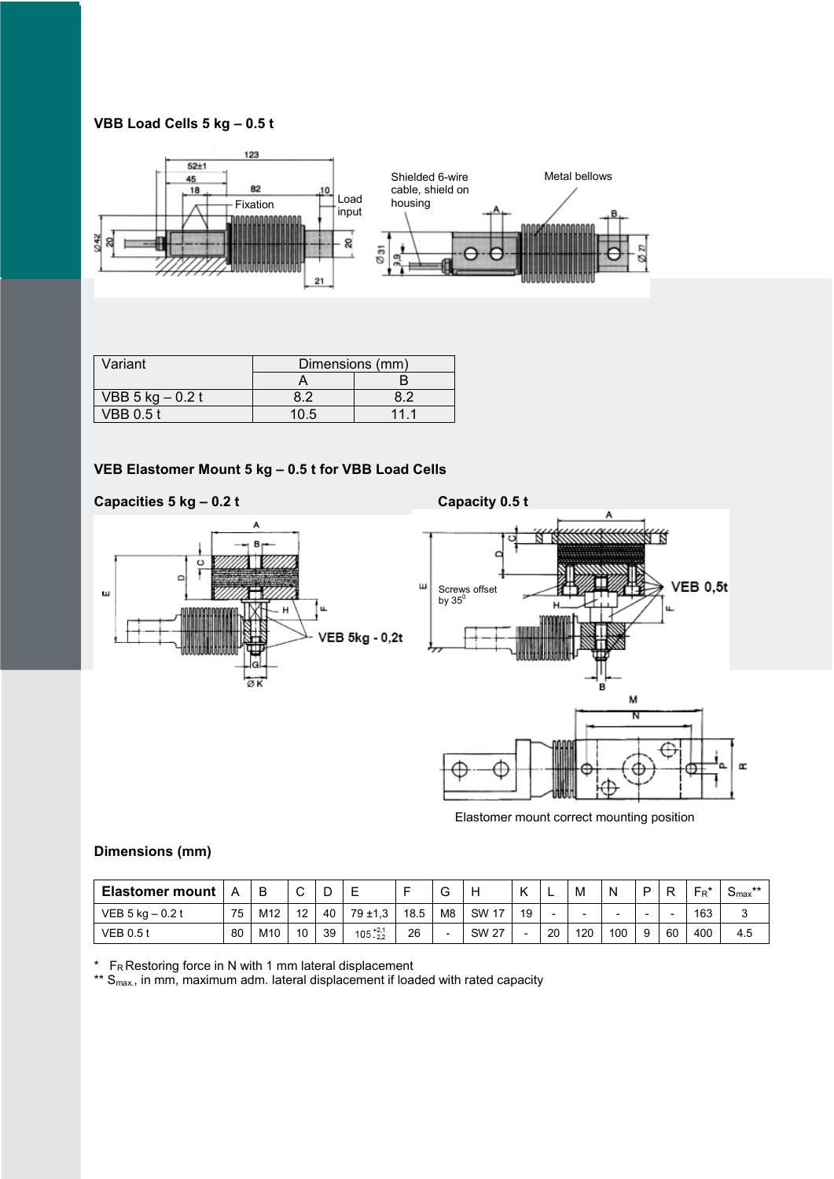### VBB Load Cells 5 kg – 0.5 t

| Variant | Dimensions (mm) | |
|---|---|---|
| | A | B |
| VBB 5 kg – 0.2 t | 8.2 | 8.2 |
| VBB 0.5 t | 10.5 | 11.1 |

### VEB Elastomer Mount 5 kg – 0.5 t for VBB Load Cells

**Capacities 5 kg – 0.2 t**

**Capacity 0.5 t**

Elastomer mount correct mounting position

### Dimensions (mm)

| Elastomer mount | A | B | C | D | E | F | G | H | K | L | M | N | P | R | $F_R$* | $S_{max}$** |
|---|---|---|---|---|---|---|---|---|---|---|---|---|---|---|---|---|
| VEB 5 kg – 0.2 t | 75 | M12 | 12 | 40 | 79 ±1,3 | 18.5 | M8 | SW 17 | 19 | - | - | - | - | - | 163 | 3 |
| VEB 0.5 t | 80 | M10 | 10 | 39 | $105^{+2,1}_{-2,2}$ | 26 | - | SW 27 | - | 20 | 120 | 100 | 9 | 60 | 400 | 4.5 |

\* $F_R$ Restoring force in N with 1 mm lateral displacement

** $S_{max.}$, in mm, maximum adm. lateral displacement if loaded with rated capacity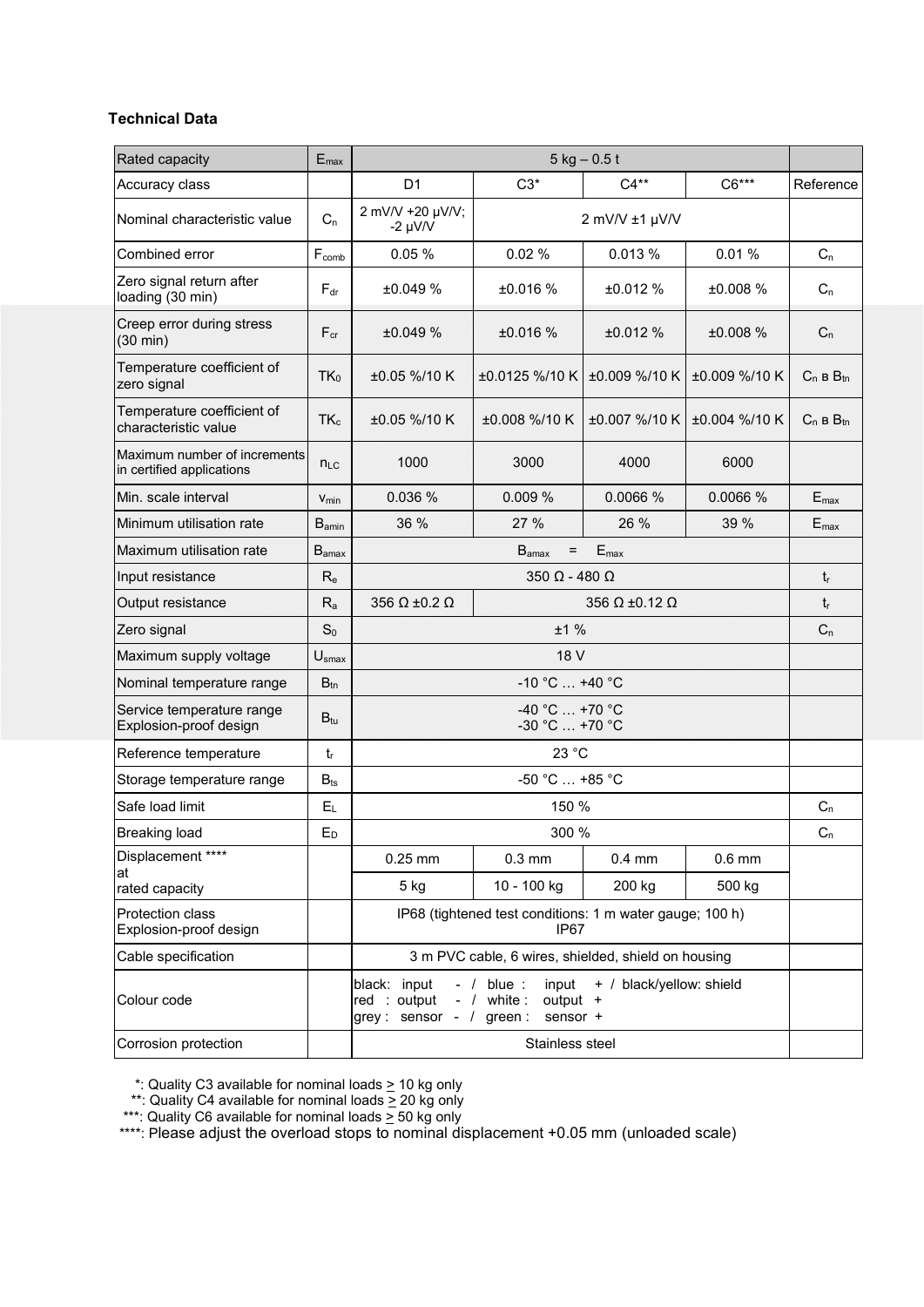## Technical Data

| Rated capacity | $E_{max}$ | 5 kg – 0.5 t | | | | |
|---|---|---|---|---|---|---|
| Accuracy class | | D1 | C3* | C4** | C6*** | Reference |
| Nominal characteristic value | $C_n$ | 2 mV/V +20 µV/V; -2 µV/V | 2 mV/V ±1 µV/V | | | |
| Combined error | $F_{comb}$ | 0.05 % | 0.02 % | 0.013 % | 0.01 % | $C_n$ |
| Zero signal return after loading (30 min) | $F_{dr}$ | ±0.049 % | ±0.016 % | ±0.012 % | ±0.008 % | $C_n$ |
| Creep error during stress (30 min) | $F_{cr}$ | ±0.049 % | ±0.016 % | ±0.012 % | ±0.008 % | $C_n$ |
| Temperature coefficient of zero signal | $TK_0$ | ±0.05 %/10 K | ±0.0125 %/10 K | ±0.009 %/10 K | ±0.009 %/10 K | $C_n$ в $B_{tn}$ |
| Temperature coefficient of characteristic value | $TK_c$ | ±0.05 %/10 K | ±0.008 %/10 K | ±0.007 %/10 K | ±0.004 %/10 K | $C_n$ в $B_{tn}$ |
| Maximum number of increments in certified applications | $n_{LC}$ | 1000 | 3000 | 4000 | 6000 | |
| Min. scale interval | $v_{min}$ | 0.036 % | 0.009 % | 0.0066 % | 0.0066 % | $E_{max}$ |
| Minimum utilisation rate | $B_{amin}$ | 36 % | 27 % | 26 % | 39 % | $E_{max}$ |
| Maximum utilisation rate | $B_{amax}$ | $B_{amax}$ = $E_{max}$ | | | | |
| Input resistance | $R_e$ | 350 Ω - 480 Ω | | | | $t_r$ |
| Output resistance | $R_a$ | 356 Ω ±0.2 Ω | 356 Ω ±0.12 Ω | | | $t_r$ |
| Zero signal | $S_0$ | ±1 % | | | | $C_n$ |
| Maximum supply voltage | $U_{smax}$ | 18 V | | | | |
| Nominal temperature range | $B_{tn}$ | -10 °C … +40 °C | | | | |
| Service temperature range<br>Explosion-proof design | $B_{tu}$ | -40 °C … +70 °C<br>-30 °C … +70 °C | | | | |
| Reference temperature | $t_r$ | 23 °C | | | | |
| Storage temperature range | $B_{ts}$ | -50 °C … +85 °C | | | | |
| Safe load limit | $E_L$ | 150 % | | | | $C_n$ |
| Breaking load | $E_D$ | 300 % | | | | $C_n$ |
| Displacement **** at rated capacity | | 0.25 mm | 0.3 mm | 0.4 mm | 0.6 mm | |
| | | 5 kg | 10 - 100 kg | 200 kg | 500 kg | |
| Protection class<br>Explosion-proof design | | IP68 (tightened test conditions: 1 m water gauge; 100 h)<br>IP67 | | | | |
| Cable specification | | 3 m PVC cable, 6 wires, shielded, shield on housing | | | | |
| Colour code | | black: input - / blue : input + / black/yellow: shield<br>red : output - / white : output +<br>grey : sensor - / green : sensor + | | | | |
| Corrosion protection | | Stainless steel | | | | |

*: Quality C3 available for nominal loads ≥ 10 kg only
**: Quality C4 available for nominal loads ≥ 20 kg only
***: Quality C6 available for nominal loads ≥ 50 kg only
****: Please adjust the overload stops to nominal displacement +0.05 mm (unloaded scale)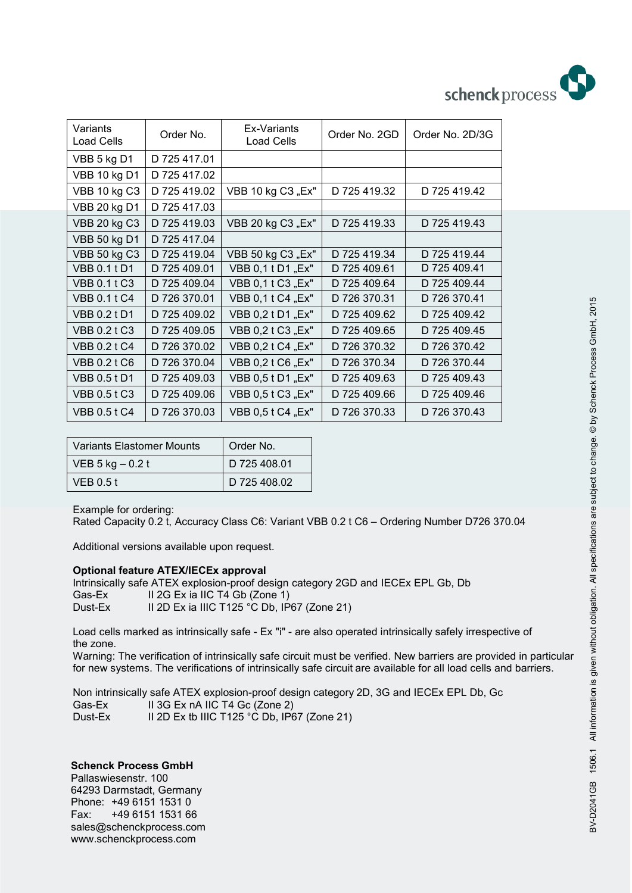| Variants Load Cells | Order No. | Ex-Variants Load Cells | Order No. 2GD | Order No. 2D/3G |
|---|---|---|---|---|
| VBB 5 kg D1 | D 725 417.01 | | | |
| VBB 10 kg D1 | D 725 417.02 | | | |
| VBB 10 kg C3 | D 725 419.02 | VBB 10 kg C3 „Ex" | D 725 419.32 | D 725 419.42 |
| VBB 20 kg D1 | D 725 417.03 | | | |
| VBB 20 kg C3 | D 725 419.03 | VBB 20 kg C3 „Ex" | D 725 419.33 | D 725 419.43 |
| VBB 50 kg D1 | D 725 417.04 | | | |
| VBB 50 kg C3 | D 725 419.04 | VBB 50 kg C3 „Ex" | D 725 419.34 | D 725 419.44 |
| VBB 0.1 t D1 | D 725 409.01 | VBB 0,1 t D1 „Ex" | D 725 409.61 | D 725 409.41 |
| VBB 0.1 t C3 | D 725 409.04 | VBB 0,1 t C3 „Ex" | D 725 409.64 | D 725 409.44 |
| VBB 0.1 t C4 | D 726 370.01 | VBB 0,1 t C4 „Ex" | D 726 370.31 | D 726 370.41 |
| VBB 0.2 t D1 | D 725 409.02 | VBB 0,2 t D1 „Ex" | D 725 409.62 | D 725 409.42 |
| VBB 0.2 t C3 | D 725 409.05 | VBB 0,2 t C3 „Ex" | D 725 409.65 | D 725 409.45 |
| VBB 0.2 t C4 | D 726 370.02 | VBB 0,2 t C4 „Ex" | D 726 370.32 | D 726 370.42 |
| VBB 0.2 t C6 | D 726 370.04 | VBB 0,2 t C6 „Ex" | D 726 370.34 | D 726 370.44 |
| VBB 0.5 t D1 | D 725 409.03 | VBB 0,5 t D1 „Ex" | D 725 409.63 | D 725 409.43 |
| VBB 0.5 t C3 | D 725 409.06 | VBB 0,5 t C3 „Ex" | D 725 409.66 | D 725 409.46 |
| VBB 0.5 t C4 | D 726 370.03 | VBB 0,5 t C4 „Ex" | D 726 370.33 | D 726 370.43 |

| Variants Elastomer Mounts | Order No. |
|---|---|
| VEB 5 kg – 0.2 t | D 725 408.01 |
| VEB 0.5 t | D 725 408.02 |

Example for ordering:
Rated Capacity 0.2 t, Accuracy Class C6: Variant VBB 0.2 t C6 – Ordering Number D726 370.04

Additional versions available upon request.

**Optional feature ATEX/IECEx approval**

Intrinsically safe ATEX explosion-proof design category 2GD and IECEx EPL Gb, Db
Gas-Ex II 2G Ex ia IIC T4 Gb (Zone 1)
Dust-Ex II 2D Ex ia IIIC T125 °C Db, IP67 (Zone 21)

Load cells marked as intrinsically safe - Ex "i" - are also operated intrinsically safely irrespective of the zone.
Warning: The verification of intrinsically safe circuit must be verified. New barriers are provided in particular for new systems. The verifications of intrinsically safe circuit are available for all load cells and barriers.

Non intrinsically safe ATEX explosion-proof design category 2D, 3G and IECEx EPL Db, Gc
Gas-Ex II 3G Ex nA IIC T4 Gc (Zone 2)
Dust-Ex II 2D Ex tb IIIC T125 °C Db, IP67 (Zone 21)

**Schenck Process GmbH**
Pallaswiesenstr. 100
64293 Darmstadt, Germany
Phone: +49 6151 1531 0
Fax: +49 6151 1531 66
sales@schenckprocess.com
www.schenckprocess.com

BV-D2041GB 1506.1 All information is given without obligation. All specifications are subject to change. © by Schenck Process GmbH, 2015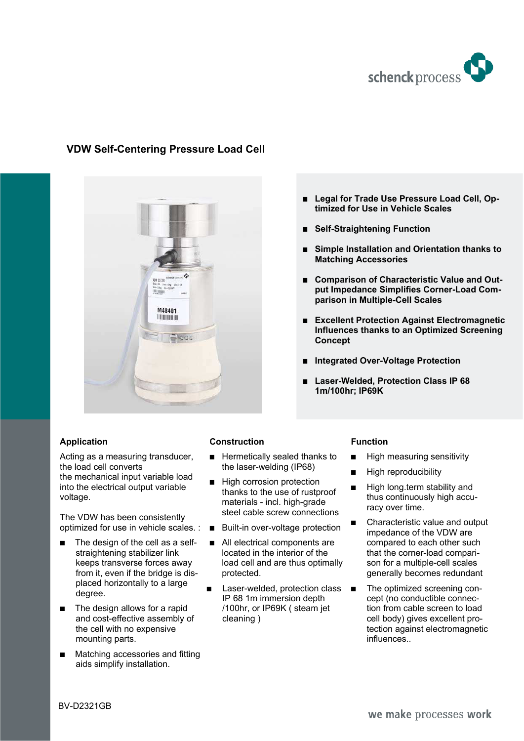# VDW Self-Centering Pressure Load Cell

- **Legal for Trade Use Pressure Load Cell, Optimized for Use in Vehicle Scales**
- **Self-Straightening Function**
- **Simple Installation and Orientation thanks to Matching Accessories**
- **Comparison of Characteristic Value and Output Impedance Simplifies Corner-Load Comparison in Multiple-Cell Scales**
- **Excellent Protection Against Electromagnetic Influences thanks to an Optimized Screening Concept**
- **Integrated Over-Voltage Protection**
- **Laser-Welded, Protection Class IP 68 1m/100hr; IP69K**

## Application

Acting as a measuring transducer, the load cell converts the mechanical input variable load into the electrical output variable voltage.

The VDW has been consistently optimized for use in vehicle scales. :

- The design of the cell as a self-straightening stabilizer link keeps transverse forces away from it, even if the bridge is displaced horizontally to a large degree.
- The design allows for a rapid and cost-effective assembly of the cell with no expensive mounting parts.
- Matching accessories and fitting aids simplify installation.

## Construction

- Hermetically sealed thanks to the laser-welding (IP68)
- High corrosion protection thanks to the use of rustproof materials - incl. high-grade steel cable screw connections
- Built-in over-voltage protection
- All electrical components are located in the interior of the load cell and are thus optimally protected.
- Laser-welded, protection class IP 68 1m immersion depth /100hr, or IP69K ( steam jet cleaning )

## Function

- High measuring sensitivity
- High reproducibility
- High long.term stability and thus continuously high accuracy over time.
- Characteristic value and output impedance of the VDW are compared to each other such that the corner-load comparison for a multiple-cell scales generally becomes redundant
- The optimized screening concept (no conductible connection from cable screen to load cell body) gives excellent protection against electromagnetic influences..

BV-D2321GB